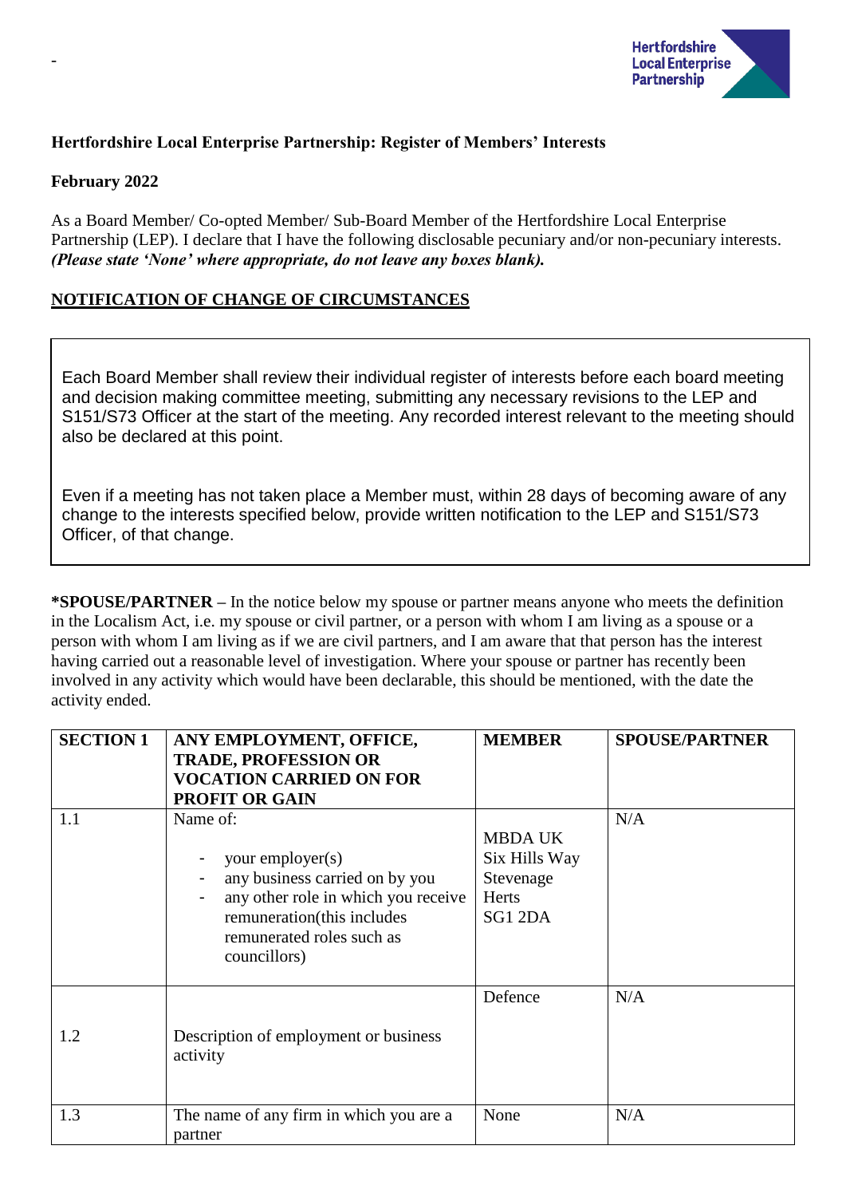-

**Hertfordshire Local Enterprise Partnership: Register of Members' Interests**

**February 2022**

As a Board Member/ Co-opted Member/ Sub-Board Member of the Hertfordshire Local Enterprise Partnership (LEP). I declare that I have the following disclosable pecuniary and/or non-pecuniary interests. ***(Please state 'None' where appropriate, do not leave any boxes blank).***

**NOTIFICATION OF CHANGE OF CIRCUMSTANCES**

Each Board Member shall review their individual register of interests before each board meeting and decision making committee meeting, submitting any necessary revisions to the LEP and S151/S73 Officer at the start of the meeting. Any recorded interest relevant to the meeting should also be declared at this point.

Even if a meeting has not taken place a Member must, within 28 days of becoming aware of any change to the interests specified below, provide written notification to the LEP and S151/S73 Officer, of that change.

**\*SPOUSE/PARTNER** – In the notice below my spouse or partner means anyone who meets the definition in the Localism Act, i.e. my spouse or civil partner, or a person with whom I am living as a spouse or a person with whom I am living as if we are civil partners, and I am aware that that person has the interest having carried out a reasonable level of investigation. Where your spouse or partner has recently been involved in any activity which would have been declarable, this should be mentioned, with the date the activity ended.

| SECTION 1 | ANY EMPLOYMENT, OFFICE, TRADE, PROFESSION OR VOCATION CARRIED ON FOR PROFIT OR GAIN | MEMBER | SPOUSE/PARTNER |
|---|---|---|---|
| 1.1 | Name of:<br>- your employer(s)<br>- any business carried on by you<br>- any other role in which you receive remuneration(this includes remunerated roles such as councillors) | MBDA UK<br>Six Hills Way<br>Stevenage<br>Herts<br>SG1 2DA | N/A |
| 1.2 | Description of employment or business activity | Defence | N/A |
| 1.3 | The name of any firm in which you are a partner | None | N/A |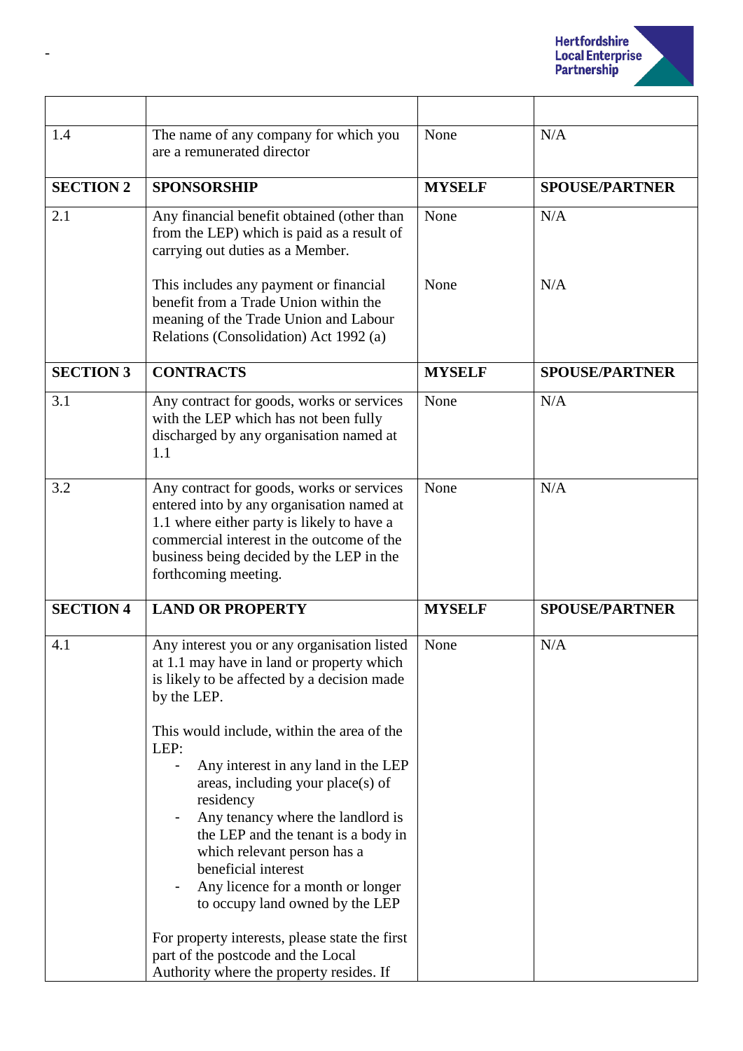-

| | | | |
|---|---|---|---|
| 1.4 | The name of any company for which you are a remunerated director | None | N/A |
| **SECTION 2** | **SPONSORSHIP** | **MYSELF** | **SPOUSE/PARTNER** |
| 2.1 | Any financial benefit obtained (other than from the LEP) which is paid as a result of carrying out duties as a Member.<br><br>This includes any payment or financial benefit from a Trade Union within the meaning of the Trade Union and Labour Relations (Consolidation) Act 1992 (a) | None<br><br>None | N/A<br><br>N/A |
| **SECTION 3** | **CONTRACTS** | **MYSELF** | **SPOUSE/PARTNER** |
| 3.1 | Any contract for goods, works or services with the LEP which has not been fully discharged by any organisation named at 1.1 | None | N/A |
| 3.2 | Any contract for goods, works or services entered into by any organisation named at 1.1 where either party is likely to have a commercial interest in the outcome of the business being decided by the LEP in the forthcoming meeting. | None | N/A |
| **SECTION 4** | **LAND OR PROPERTY** | **MYSELF** | **SPOUSE/PARTNER** |
| 4.1 | Any interest you or any organisation listed at 1.1 may have in land or property which is likely to be affected by a decision made by the LEP.<br><br>This would include, within the area of the LEP:<br>- Any interest in any land in the LEP areas, including your place(s) of residency<br>- Any tenancy where the landlord is the LEP and the tenant is a body in which relevant person has a beneficial interest<br>- Any licence for a month or longer to occupy land owned by the LEP<br><br>For property interests, please state the first part of the postcode and the Local Authority where the property resides. If | None | N/A |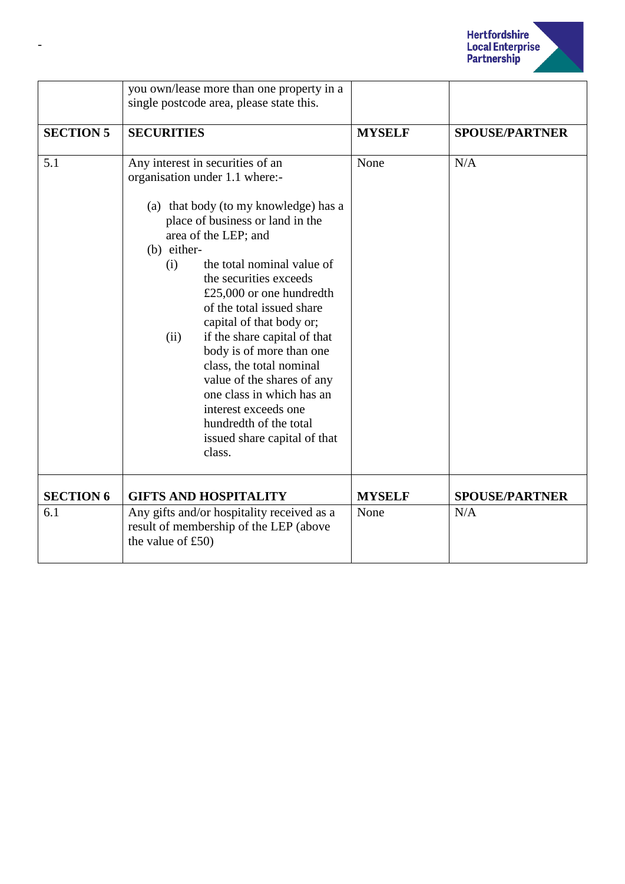| | you own/lease more than one property in a single postcode area, please state this. | | |
|---|---|---|---|
| **SECTION 5** | **SECURITIES** | **MYSELF** | **SPOUSE/PARTNER** |
| 5.1 | Any interest in securities of an organisation under 1.1 where:-<br><br>(a) that body (to my knowledge) has a place of business or land in the area of the LEP; and<br>(b) either-<br>(i) the total nominal value of the securities exceeds £25,000 or one hundredth of the total issued share capital of that body or;<br>(ii) if the share capital of that body is of more than one class, the total nominal value of the shares of any one class in which has an interest exceeds one hundredth of the total issued share capital of that class. | None | N/A |
| **SECTION 6** | **GIFTS AND HOSPITALITY** | **MYSELF** | **SPOUSE/PARTNER** |
| 6.1 | Any gifts and/or hospitality received as a result of membership of the LEP (above the value of £50) | None | N/A |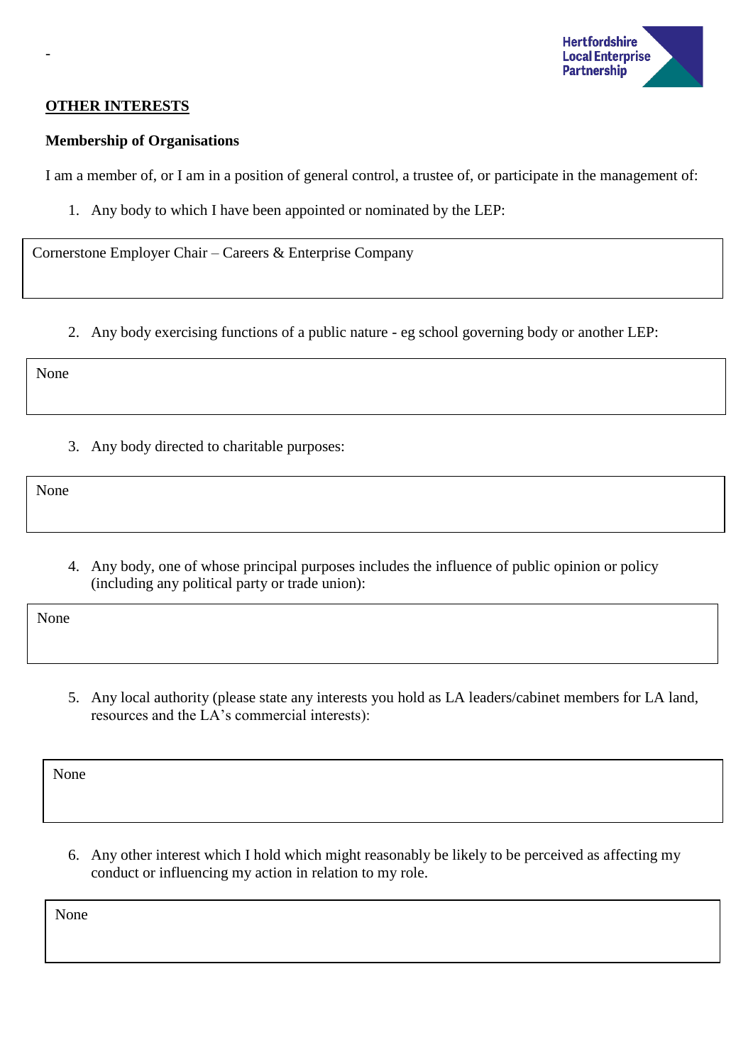-

## OTHER INTERESTS

### Membership of Organisations

I am a member of, or I am in a position of general control, a trustee of, or participate in the management of:

1. Any body to which I have been appointed or nominated by the LEP:

| Cornerstone Employer Chair – Careers & Enterprise Company |
|---|

2. Any body exercising functions of a public nature - eg school governing body or another LEP:

| None |
|---|

3. Any body directed to charitable purposes:

| None |
|---|

4. Any body, one of whose principal purposes includes the influence of public opinion or policy (including any political party or trade union):

| None |
|---|

5. Any local authority (please state any interests you hold as LA leaders/cabinet members for LA land, resources and the LA's commercial interests):

| None |
|---|

6. Any other interest which I hold which might reasonably be likely to be perceived as affecting my conduct or influencing my action in relation to my role.

| None |
|---|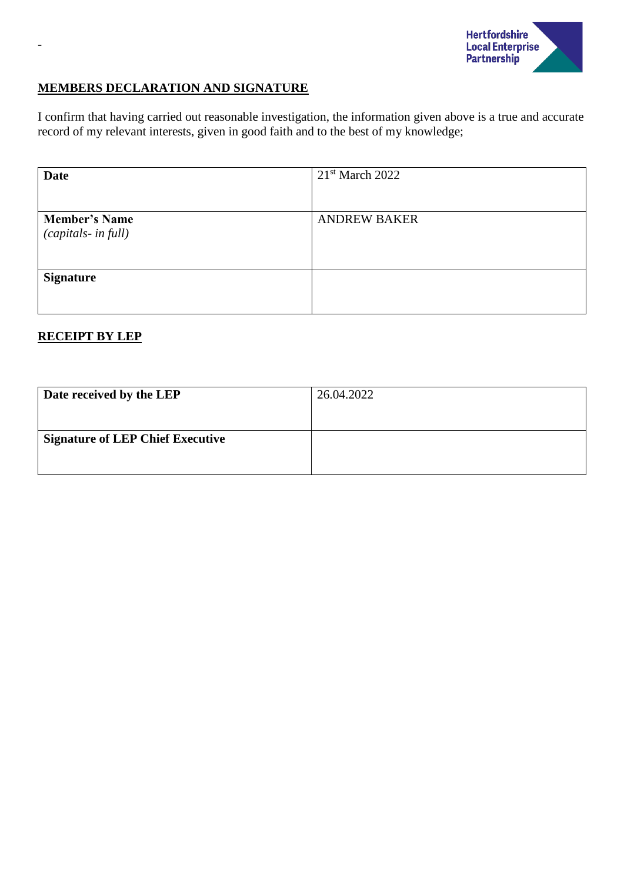-

## MEMBERS DECLARATION AND SIGNATURE

I confirm that having carried out reasonable investigation, the information given above is a true and accurate record of my relevant interests, given in good faith and to the best of my knowledge;

| | |
|---|---|
| **Date** | 21st March 2022 |
| **Member's Name** *(capitals- in full)* | ANDREW BAKER |
| **Signature** | |

## RECEIPT BY LEP

| | |
|---|---|
| **Date received by the LEP** | 26.04.2022 |
| **Signature of LEP Chief Executive** | |